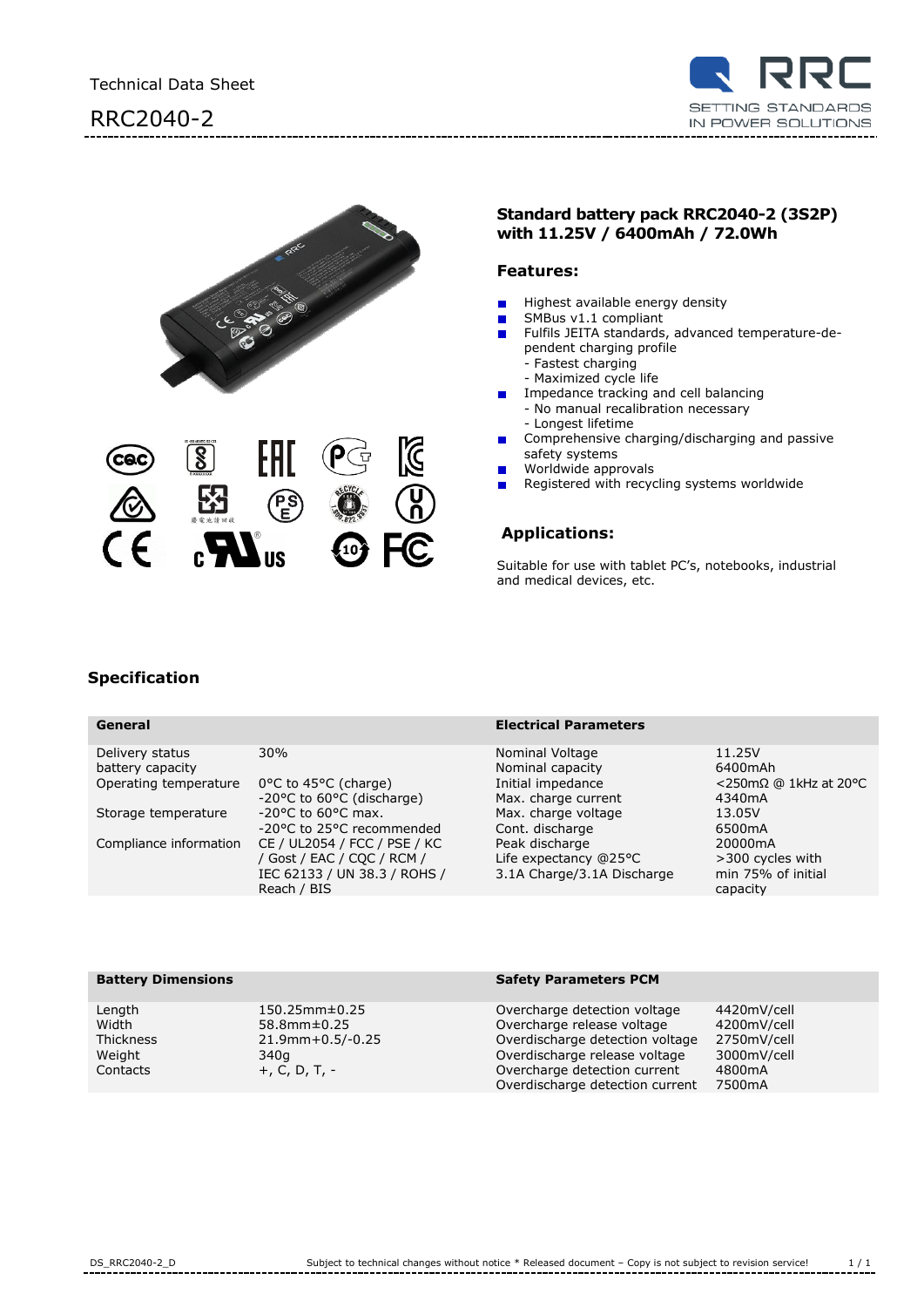Technical Data Sheet

# RRC2040-2

SETTING STANDARDS IN POWER SOLUTIONS

## Standard battery pack RRC2040-2 (3S2P) with 11.25V / 6400mAh / 72.0Wh

### Features:

- Highest available energy density
- SMBus v1.1 compliant
- Fulfils JEITA standards, advanced temperature-dependent charging profile
  - Fastest charging
  - Maximized cycle life
- Impedance tracking and cell balancing
  - No manual recalibration necessary
  - Longest lifetime
- Comprehensive charging/discharging and passive safety systems
- Worldwide approvals
- Registered with recycling systems worldwide

### Applications:

Suitable for use with tablet PC's, notebooks, industrial and medical devices, etc.

## Specification

| General | | Electrical Parameters | |
|---|---|---|---|
| Delivery status battery capacity | 30% | Nominal Voltage | 11.25V |
| | | Nominal capacity | 6400mAh |
| Operating temperature | 0°C to 45°C (charge) | Initial impedance | <250mΩ @ 1kHz at 20°C |
| | -20°C to 60°C (discharge) | Max. charge current | 4340mA |
| Storage temperature | -20°C to 60°C max. | Max. charge voltage | 13.05V |
| | -20°C to 25°C recommended | Cont. discharge | 6500mA |
| Compliance information | CE / UL2054 / FCC / PSE / KC / Gost / EAC / CQC / RCM / IEC 62133 / UN 38.3 / ROHS / Reach / BIS | Peak discharge | 20000mA |
| | | Life expectancy @25°C 3.1A Charge/3.1A Discharge | >300 cycles with min 75% of initial capacity |

| Battery Dimensions | | Safety Parameters PCM | |
|---|---|---|---|
| Length | 150.25mm±0.25 | Overcharge detection voltage | 4420mV/cell |
| Width | 58.8mm±0.25 | Overcharge release voltage | 4200mV/cell |
| Thickness | 21.9mm+0.5/-0.25 | Overdischarge detection voltage | 2750mV/cell |
| Weight | 340g | Overdischarge release voltage | 3000mV/cell |
| Contacts | +, C, D, T, - | Overcharge detection current | 4800mA |
| | | Overdischarge detection current | 7500mA |

DS_RRC2040-2_D Subject to technical changes without notice * Released document – Copy is not subject to revision service!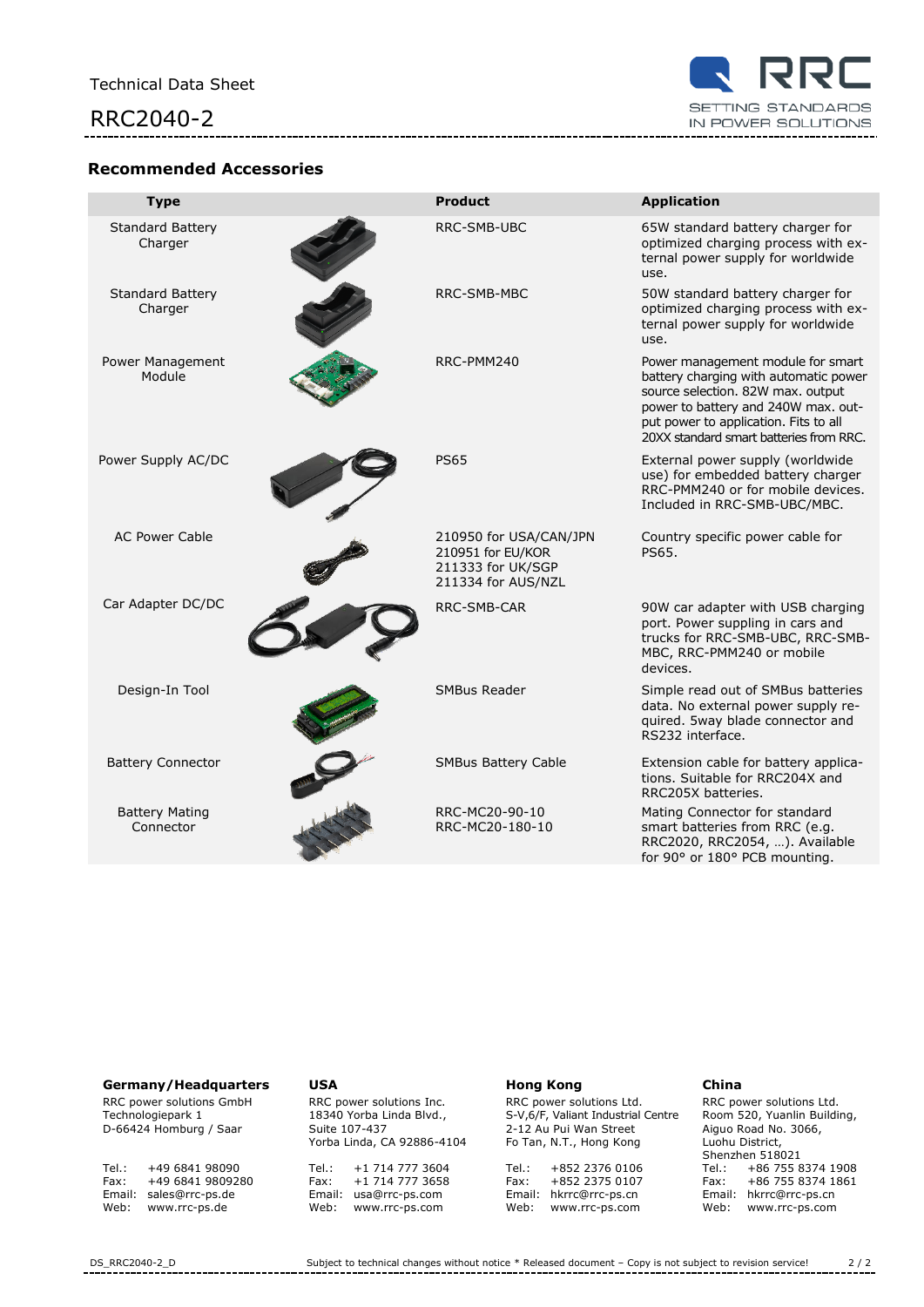## Recommended Accessories

| Type | Product | Application |
|---|---|---|
| Standard Battery Charger | RRC-SMB-UBC | 65W standard battery charger for optimized charging process with external power supply for worldwide use. |
| Standard Battery Charger | RRC-SMB-MBC | 50W standard battery charger for optimized charging process with external power supply for worldwide use. |
| Power Management Module | RRC-PMM240 | Power management module for smart battery charging with automatic power source selection. 82W max. output power to battery and 240W max. output power to application. Fits to all 20XX standard smart batteries from RRC. |
| Power Supply AC/DC | PS65 | External power supply (worldwide use) for embedded battery charger RRC-PMM240 or for mobile devices. Included in RRC-SMB-UBC/MBC. |
| AC Power Cable | 210950 for USA/CAN/JPN<br>210951 for EU/KOR<br>211333 for UK/SGP<br>211334 for AUS/NZL | Country specific power cable for PS65. |
| Car Adapter DC/DC | RRC-SMB-CAR | 90W car adapter with USB charging port. Power suppling in cars and trucks for RRC-SMB-UBC, RRC-SMB-MBC, RRC-PMM240 or mobile devices. |
| Design-In Tool | SMBus Reader | Simple read out of SMBus batteries data. No external power supply required. 5way blade connector and RS232 interface. |
| Battery Connector | SMBus Battery Cable | Extension cable for battery applications. Suitable for RRC204X and RRC205X batteries. |
| Battery Mating Connector | RRC-MC20-90-10<br>RRC-MC20-180-10 | Mating Connector for standard smart batteries from RRC (e.g. RRC2020, RRC2054, …). Available for 90° or 180° PCB mounting. |

**Germany/Headquarters**
RRC power solutions GmbH
Technologiepark 1
D-66424 Homburg / Saar

Tel.: +49 6841 98090
Fax: +49 6841 9809280
Email: sales@rrc-ps.de
Web: www.rrc-ps.de

**USA**
RRC power solutions Inc.
18340 Yorba Linda Blvd.,
Suite 107-437
Yorba Linda, CA 92886-4104

Tel.: +1 714 777 3604
Fax: +1 714 777 3658
Email: usa@rrc-ps.com
Web: www.rrc-ps.com

**Hong Kong**
RRC power solutions Ltd.
S-V,6/F, Valiant Industrial Centre
2-12 Au Pui Wan Street
Fo Tan, N.T., Hong Kong

Tel.: +852 2376 0106
Fax: +852 2375 0107
Email: hkrrc@rrc-ps.cn
Web: www.rrc-ps.com

**China**
RRC power solutions Ltd.
Room 520, Yuanlin Building,
Aiguo Road No. 3066,
Luohu District,
Shenzhen 518021
Tel.: +86 755 8374 1908
Fax: +86 755 8374 1861
Email: hkrrc@rrc-ps.cn
Web: www.rrc-ps.com